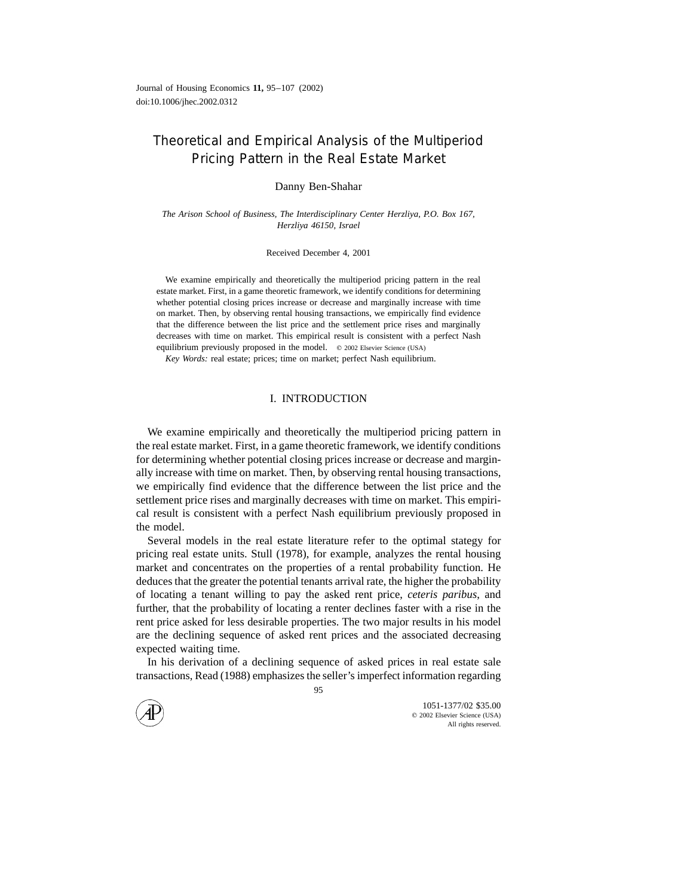# Theoretical and Empirical Analysis of the Multiperiod Pricing Pattern in the Real Estate Market

Danny Ben-Shahar

*The Arison School of Business, The Interdisciplinary Center Herzliya, P.O. Box 167, Herzliya 46150, Israel*

Received December 4, 2001

We examine empirically and theoretically the multiperiod pricing pattern in the real estate market. First, in a game theoretic framework, we identify conditions for determining whether potential closing prices increase or decrease and marginally increase with time on market. Then, by observing rental housing transactions, we empirically find evidence that the difference between the list price and the settlement price rises and marginally decreases with time on market. This empirical result is consistent with a perfect Nash equilibrium previously proposed in the model. © 2002 Elsevier Science (USA)

*Key Words:* real estate; prices; time on market; perfect Nash equilibrium.

## I. INTRODUCTION

We examine empirically and theoretically the multiperiod pricing pattern in the real estate market. First, in a game theoretic framework, we identify conditions for determining whether potential closing prices increase or decrease and marginally increase with time on market. Then, by observing rental housing transactions, we empirically find evidence that the difference between the list price and the settlement price rises and marginally decreases with time on market. This empirical result is consistent with a perfect Nash equilibrium previously proposed in the model.

Several models in the real estate literature refer to the optimal stategy for pricing real estate units. Stull (1978), for example, analyzes the rental housing market and concentrates on the properties of a rental probability function. He deduces that the greater the potential tenants arrival rate, the higher the probability of locating a tenant willing to pay the asked rent price, *ceteris paribus*, and further, that the probability of locating a renter declines faster with a rise in the rent price asked for less desirable properties. The two major results in his model are the declining sequence of asked rent prices and the associated decreasing expected waiting time.

In his derivation of a declining sequence of asked prices in real estate sale transactions, Read (1988) emphasizes the seller's imperfect information regarding

1051-1377/02 $35.00
© 2002 Elsevier Science (USA)
All rights reserved.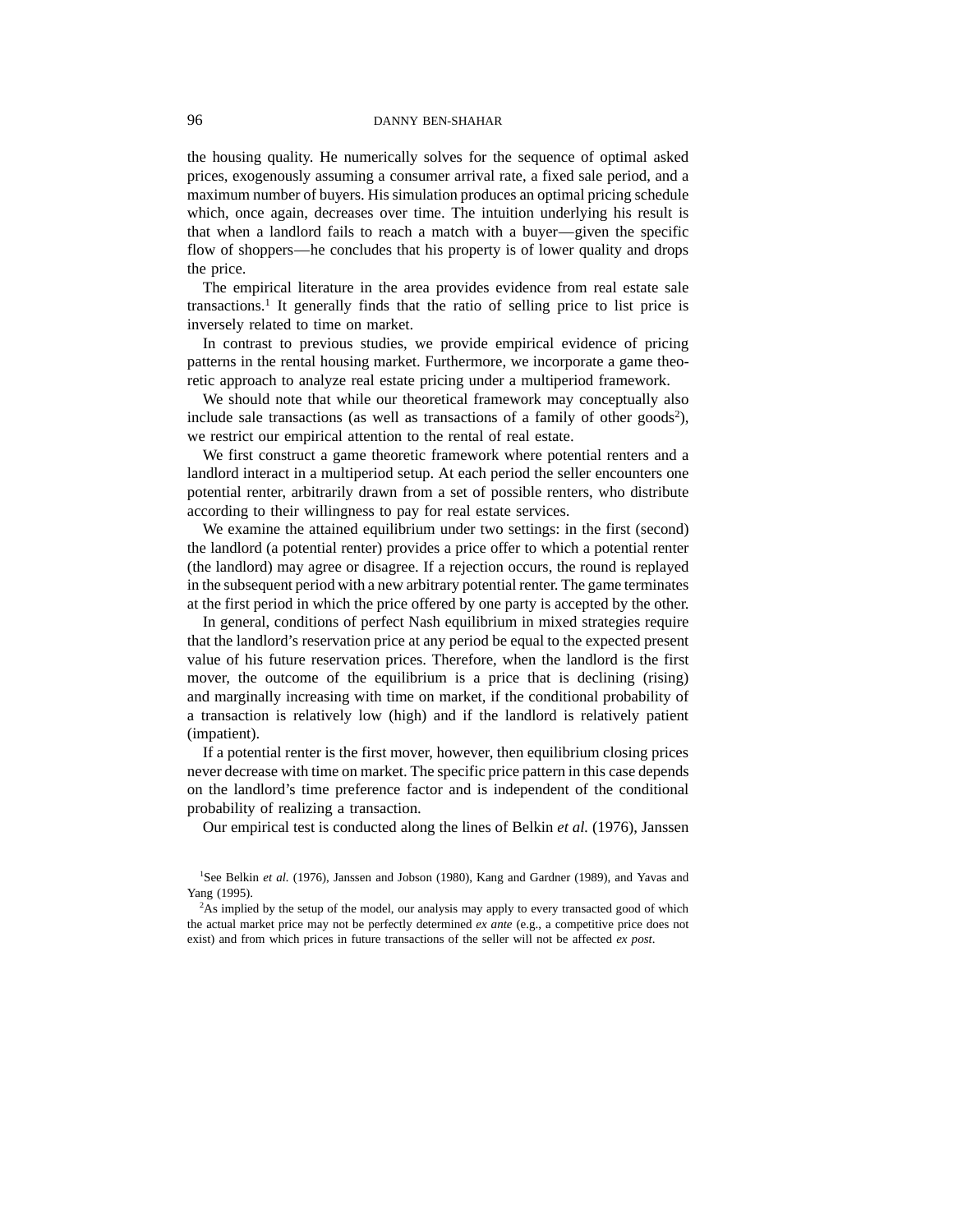the housing quality. He numerically solves for the sequence of optimal asked prices, exogenously assuming a consumer arrival rate, a fixed sale period, and a maximum number of buyers. His simulation produces an optimal pricing schedule which, once again, decreases over time. The intuition underlying his result is that when a landlord fails to reach a match with a buyer—given the specific flow of shoppers—he concludes that his property is of lower quality and drops the price.

The empirical literature in the area provides evidence from real estate sale transactions.[1] It generally finds that the ratio of selling price to list price is inversely related to time on market.

In contrast to previous studies, we provide empirical evidence of pricing patterns in the rental housing market. Furthermore, we incorporate a game theoretic approach to analyze real estate pricing under a multiperiod framework.

We should note that while our theoretical framework may conceptually also include sale transactions (as well as transactions of a family of other goods[2]), we restrict our empirical attention to the rental of real estate.

We first construct a game theoretic framework where potential renters and a landlord interact in a multiperiod setup. At each period the seller encounters one potential renter, arbitrarily drawn from a set of possible renters, who distribute according to their willingness to pay for real estate services.

We examine the attained equilibrium under two settings: in the first (second) the landlord (a potential renter) provides a price offer to which a potential renter (the landlord) may agree or disagree. If a rejection occurs, the round is replayed in the subsequent period with a new arbitrary potential renter. The game terminates at the first period in which the price offered by one party is accepted by the other.

In general, conditions of perfect Nash equilibrium in mixed strategies require that the landlord's reservation price at any period be equal to the expected present value of his future reservation prices. Therefore, when the landlord is the first mover, the outcome of the equilibrium is a price that is declining (rising) and marginally increasing with time on market, if the conditional probability of a transaction is relatively low (high) and if the landlord is relatively patient (impatient).

If a potential renter is the first mover, however, then equilibrium closing prices never decrease with time on market. The specific price pattern in this case depends on the landlord's time preference factor and is independent of the conditional probability of realizing a transaction.

Our empirical test is conducted along the lines of Belkin *et al.* (1976), Janssen

[1] See Belkin *et al.* (1976), Janssen and Jobson (1980), Kang and Gardner (1989), and Yavas and Yang (1995).

[2] As implied by the setup of the model, our analysis may apply to every transacted good of which the actual market price may not be perfectly determined *ex ante* (e.g., a competitive price does not exist) and from which prices in future transactions of the seller will not be affected *ex post*.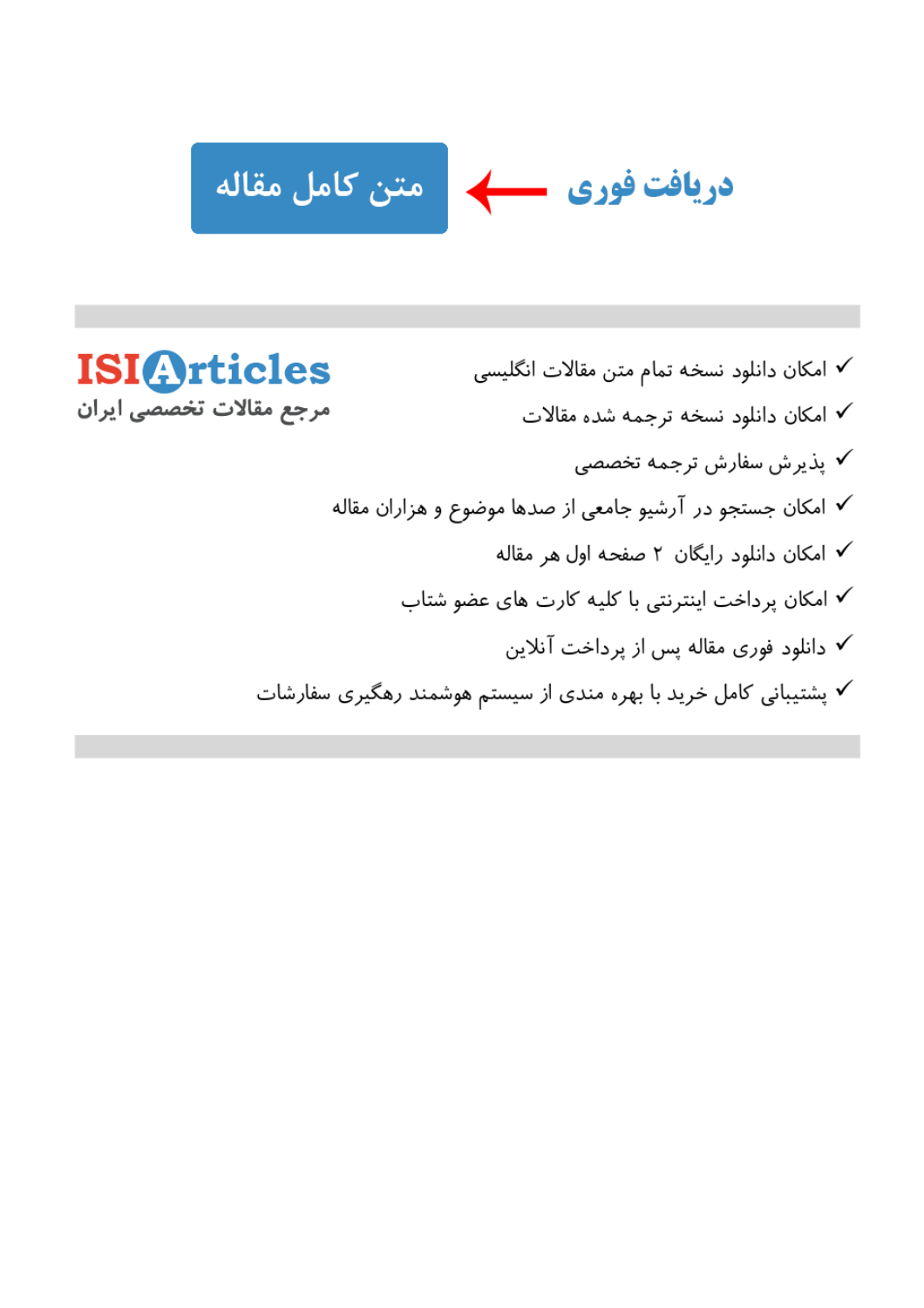دریافت فوری ← **متن کامل مقاله**

**ISIArticles**
مرجع مقالات تخصصی ایران

- ✓ امکان دانلود نسخه تمام متن مقالات انگلیسی
- ✓ امکان دانلود نسخه ترجمه شده مقالات
- ✓ پذیرش سفارش ترجمه تخصصی
- ✓ امکان جستجو در آرشیو جامعی از صدها موضوع و هزاران مقاله
- ✓ امکان دانلود رایگان ۲ صفحه اول هر مقاله
- ✓ امکان پرداخت اینترنتی با کلیه کارت های عضو شتاب
- ✓ دانلود فوری مقاله پس از پرداخت آنلاین
- ✓ پشتیبانی کامل خرید با بهره مندی از سیستم هوشمند رهگیری سفارشات